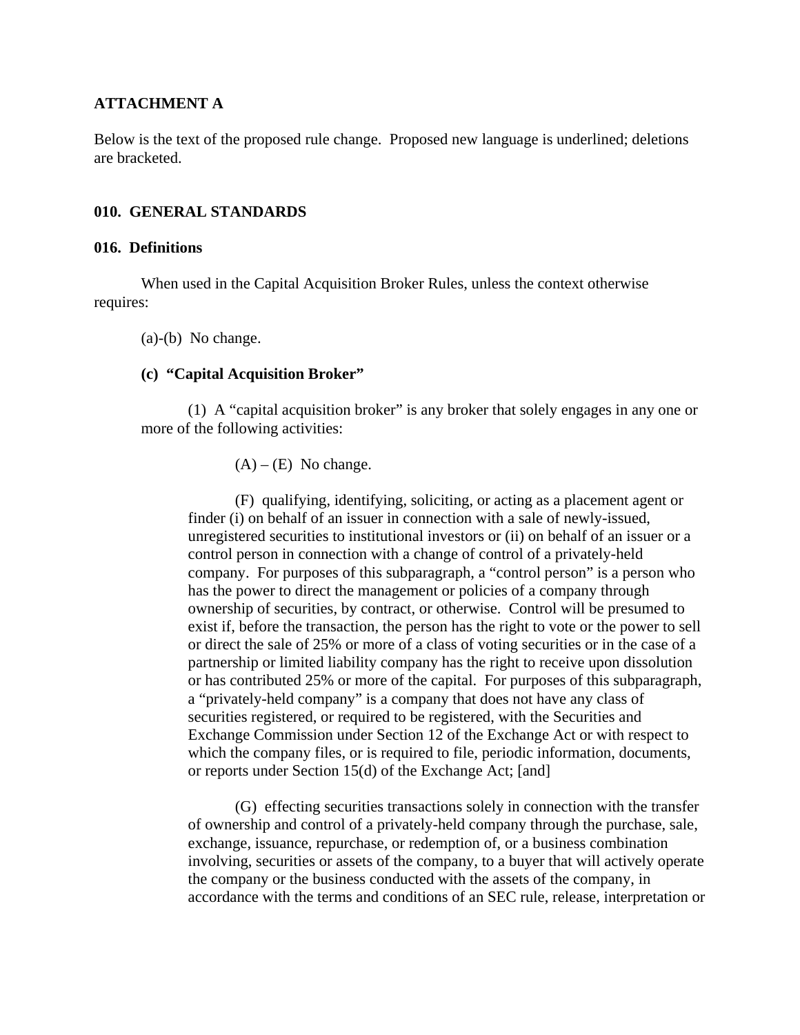**ATTACHMENT A**

Below is the text of the proposed rule change. Proposed new language is underlined; deletions are bracketed.

**010. GENERAL STANDARDS**

**016. Definitions**

When used in the Capital Acquisition Broker Rules, unless the context otherwise requires:

(a)-(b) No change.

**(c) "Capital Acquisition Broker"**

(1) A "capital acquisition broker" is any broker that solely engages in any one or more of the following activities:

(A) – (E) No change.

(F) qualifying, identifying, soliciting, or acting as a placement agent or finder (i) on behalf of an issuer in connection with a sale of newly-issued, unregistered securities to institutional investors or (ii) on behalf of an issuer or a control person in connection with a change of control of a privately-held company. For purposes of this subparagraph, a "control person" is a person who has the power to direct the management or policies of a company through ownership of securities, by contract, or otherwise. Control will be presumed to exist if, before the transaction, the person has the right to vote or the power to sell or direct the sale of 25% or more of a class of voting securities or in the case of a partnership or limited liability company has the right to receive upon dissolution or has contributed 25% or more of the capital. For purposes of this subparagraph, a "privately-held company" is a company that does not have any class of securities registered, or required to be registered, with the Securities and Exchange Commission under Section 12 of the Exchange Act or with respect to which the company files, or is required to file, periodic information, documents, or reports under Section 15(d) of the Exchange Act; [and]

(G) effecting securities transactions solely in connection with the transfer of ownership and control of a privately-held company through the purchase, sale, exchange, issuance, repurchase, or redemption of, or a business combination involving, securities or assets of the company, to a buyer that will actively operate the company or the business conducted with the assets of the company, in accordance with the terms and conditions of an SEC rule, release, interpretation or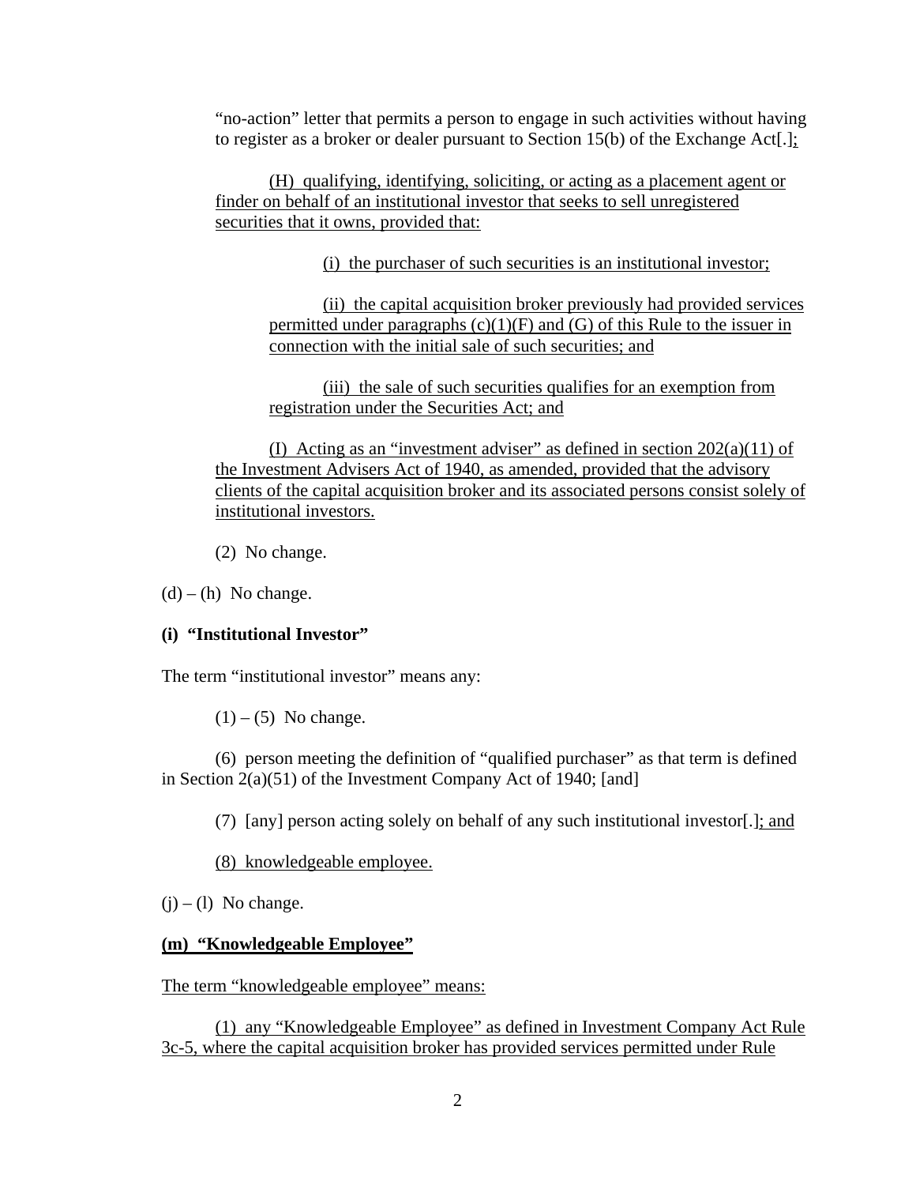"no-action" letter that permits a person to engage in such activities without having to register as a broker or dealer pursuant to Section 15(b) of the Exchange Act[.]<u>;</u>

<u>(H) qualifying, identifying, soliciting, or acting as a placement agent or finder on behalf of an institutional investor that seeks to sell unregistered securities that it owns, provided that:</u>

<u>(i) the purchaser of such securities is an institutional investor;</u>

<u>(ii) the capital acquisition broker previously had provided services permitted under paragraphs (c)(1)(F) and (G) of this Rule to the issuer in connection with the initial sale of such securities; and</u>

<u>(iii) the sale of such securities qualifies for an exemption from registration under the Securities Act; and</u>

<u>(I) Acting as an "investment adviser" as defined in section 202(a)(11) of the Investment Advisers Act of 1940, as amended, provided that the advisory clients of the capital acquisition broker and its associated persons consist solely of institutional investors.</u>

(2) No change.

(d) – (h) No change.

**(i) "Institutional Investor"**

The term "institutional investor" means any:

(1) – (5) No change.

(6) person meeting the definition of "qualified purchaser" as that term is defined in Section 2(a)(51) of the Investment Company Act of 1940; [and]

(7) [any] person acting solely on behalf of any such institutional investor[.]<u>; and</u>

<u>(8) knowledgeable employee.</u>

(j) – (l) No change.

<u>**(m) "Knowledgeable Employee"**</u>

<u>The term "knowledgeable employee" means:</u>

<u>(1) any "Knowledgeable Employee" as defined in Investment Company Act Rule 3c-5, where the capital acquisition broker has provided services permitted under Rule</u>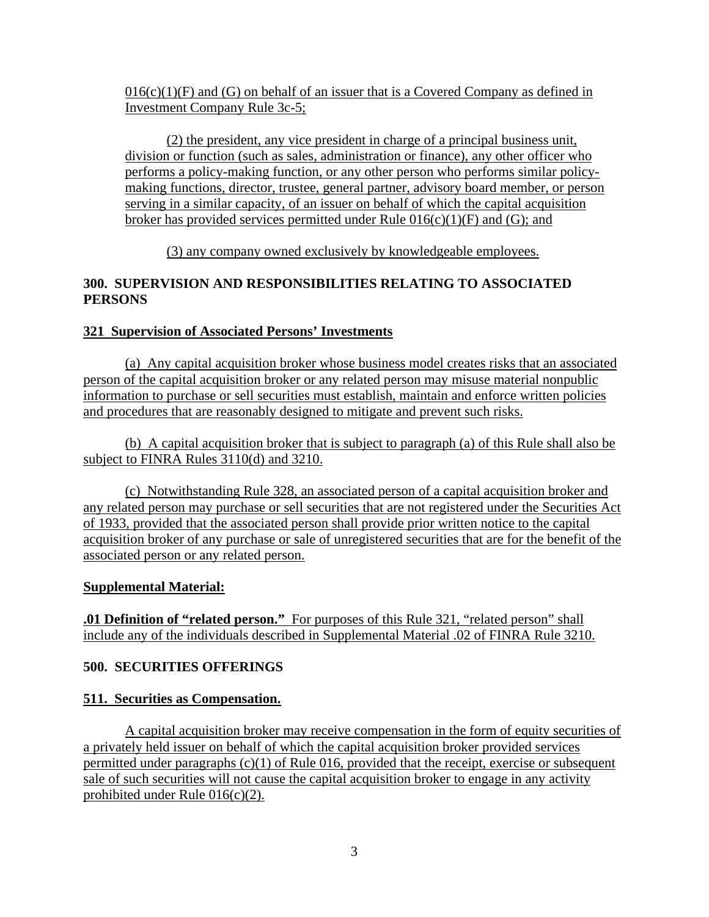016(c)(1)(F) and (G) on behalf of an issuer that is a Covered Company as defined in Investment Company Rule 3c-5;

(2) the president, any vice president in charge of a principal business unit, division or function (such as sales, administration or finance), any other officer who performs a policy-making function, or any other person who performs similar policy-making functions, director, trustee, general partner, advisory board member, or person serving in a similar capacity, of an issuer on behalf of which the capital acquisition broker has provided services permitted under Rule 016(c)(1)(F) and (G); and

(3) any company owned exclusively by knowledgeable employees.

## 300. SUPERVISION AND RESPONSIBILITIES RELATING TO ASSOCIATED PERSONS

### 321 Supervision of Associated Persons' Investments

(a) Any capital acquisition broker whose business model creates risks that an associated person of the capital acquisition broker or any related person may misuse material nonpublic information to purchase or sell securities must establish, maintain and enforce written policies and procedures that are reasonably designed to mitigate and prevent such risks.

(b) A capital acquisition broker that is subject to paragraph (a) of this Rule shall also be subject to FINRA Rules 3110(d) and 3210.

(c) Notwithstanding Rule 328, an associated person of a capital acquisition broker and any related person may purchase or sell securities that are not registered under the Securities Act of 1933, provided that the associated person shall provide prior written notice to the capital acquisition broker of any purchase or sale of unregistered securities that are for the benefit of the associated person or any related person.

**Supplemental Material:**

**.01 Definition of "related person."** For purposes of this Rule 321, "related person" shall include any of the individuals described in Supplemental Material .02 of FINRA Rule 3210.

## 500. SECURITIES OFFERINGS

### 511. Securities as Compensation.

A capital acquisition broker may receive compensation in the form of equity securities of a privately held issuer on behalf of which the capital acquisition broker provided services permitted under paragraphs (c)(1) of Rule 016, provided that the receipt, exercise or subsequent sale of such securities will not cause the capital acquisition broker to engage in any activity prohibited under Rule 016(c)(2).